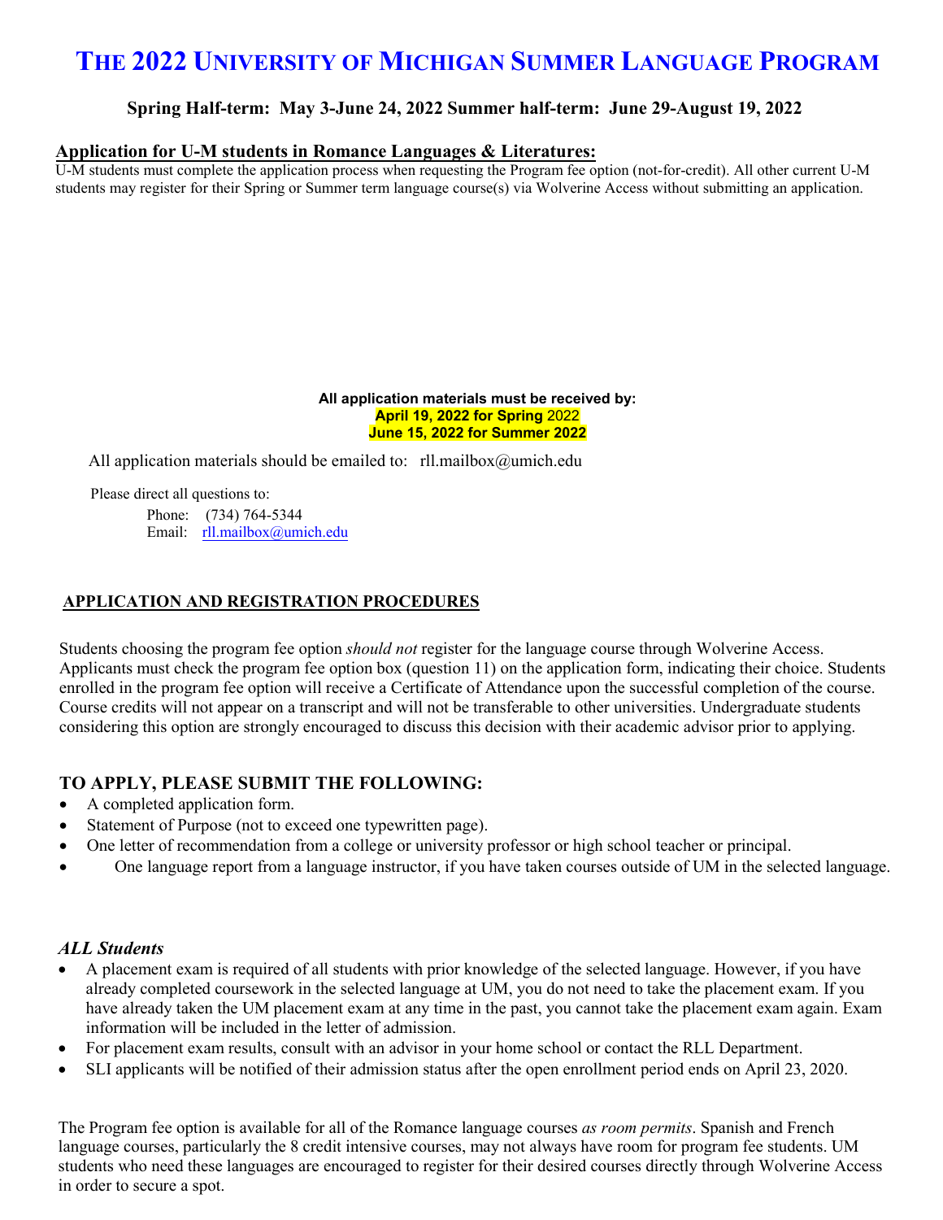# THE 2022 UNIVERSITY OF MICHIGAN SUMMER LANGUAGE PROGRAM

**Spring Half-term: May 3-June 24, 2022 Summer half-term: June 29-August 19, 2022**

## Application for U-M students in Romance Languages & Literatures:

U-M students must complete the application process when requesting the Program fee option (not-for-credit). All other current U-M students may register for their Spring or Summer term language course(s) via Wolverine Access without submitting an application.

**All application materials must be received by:**
**April 19, 2022 for Spring 2022**
**June 15, 2022 for Summer 2022**

All application materials should be emailed to: rll.mailbox@umich.edu

Please direct all questions to:
Phone: (734) 764-5344
Email: rll.mailbox@umich.edu

## APPLICATION AND REGISTRATION PROCEDURES

Students choosing the program fee option *should not* register for the language course through Wolverine Access. Applicants must check the program fee option box (question 11) on the application form, indicating their choice. Students enrolled in the program fee option will receive a Certificate of Attendance upon the successful completion of the course. Course credits will not appear on a transcript and will not be transferable to other universities. Undergraduate students considering this option are strongly encouraged to discuss this decision with their academic advisor prior to applying.

## TO APPLY, PLEASE SUBMIT THE FOLLOWING:

- A completed application form.
- Statement of Purpose (not to exceed one typewritten page).
- One letter of recommendation from a college or university professor or high school teacher or principal.
- One language report from a language instructor, if you have taken courses outside of UM in the selected language.

### *ALL Students*

- A placement exam is required of all students with prior knowledge of the selected language. However, if you have already completed coursework in the selected language at UM, you do not need to take the placement exam. If you have already taken the UM placement exam at any time in the past, you cannot take the placement exam again. Exam information will be included in the letter of admission.
- For placement exam results, consult with an advisor in your home school or contact the RLL Department.
- SLI applicants will be notified of their admission status after the open enrollment period ends on April 23, 2020.

The Program fee option is available for all of the Romance language courses *as room permits*. Spanish and French language courses, particularly the 8 credit intensive courses, may not always have room for program fee students. UM students who need these languages are encouraged to register for their desired courses directly through Wolverine Access in order to secure a spot.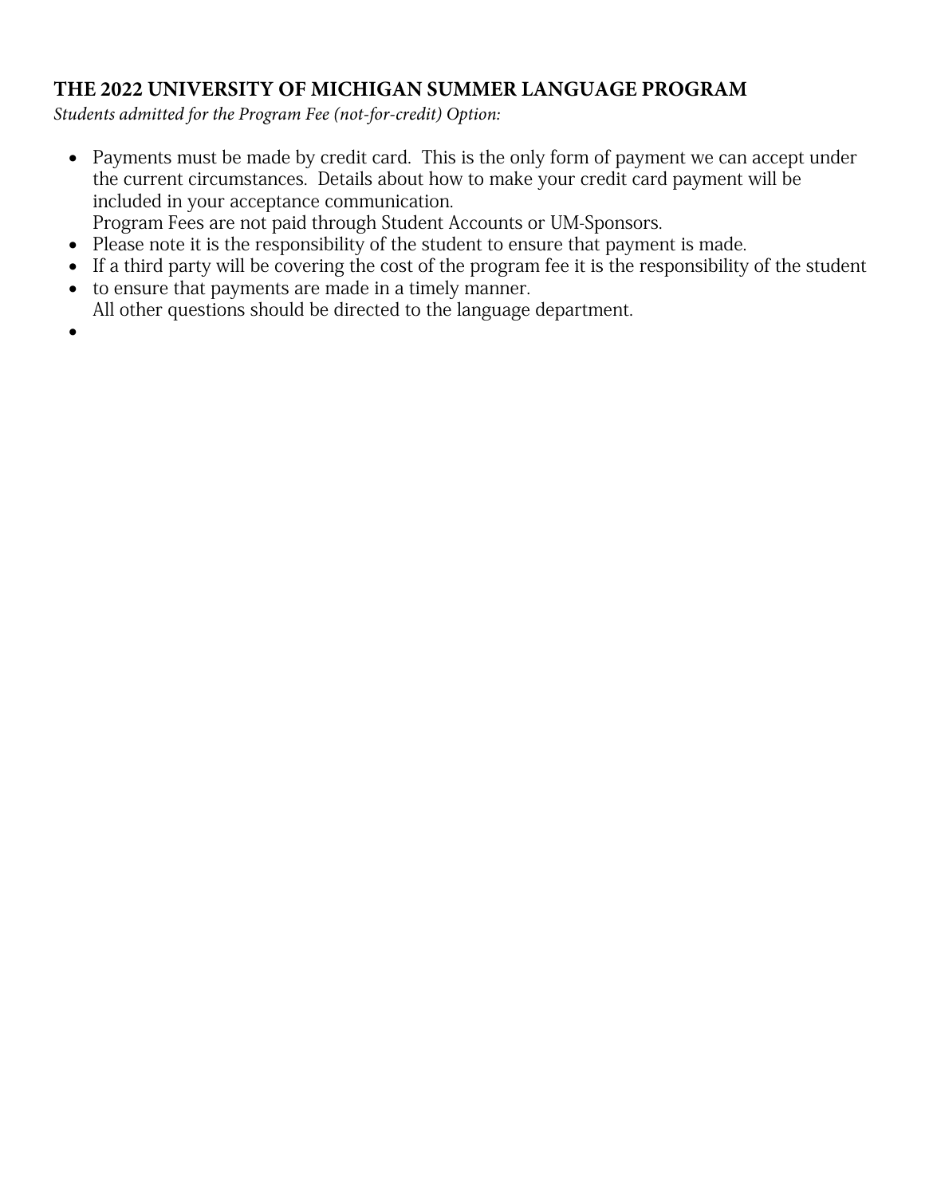**THE 2022 UNIVERSITY OF MICHIGAN SUMMER LANGUAGE PROGRAM**

*Students admitted for the Program Fee (not-for-credit) Option:*

- Payments must be made by credit card. This is the only form of payment we can accept under the current circumstances. Details about how to make your credit card payment will be included in your acceptance communication.
  Program Fees are not paid through Student Accounts or UM-Sponsors.
- Please note it is the responsibility of the student to ensure that payment is made.
- If a third party will be covering the cost of the program fee it is the responsibility of the student
- to ensure that payments are made in a timely manner.
  All other questions should be directed to the language department.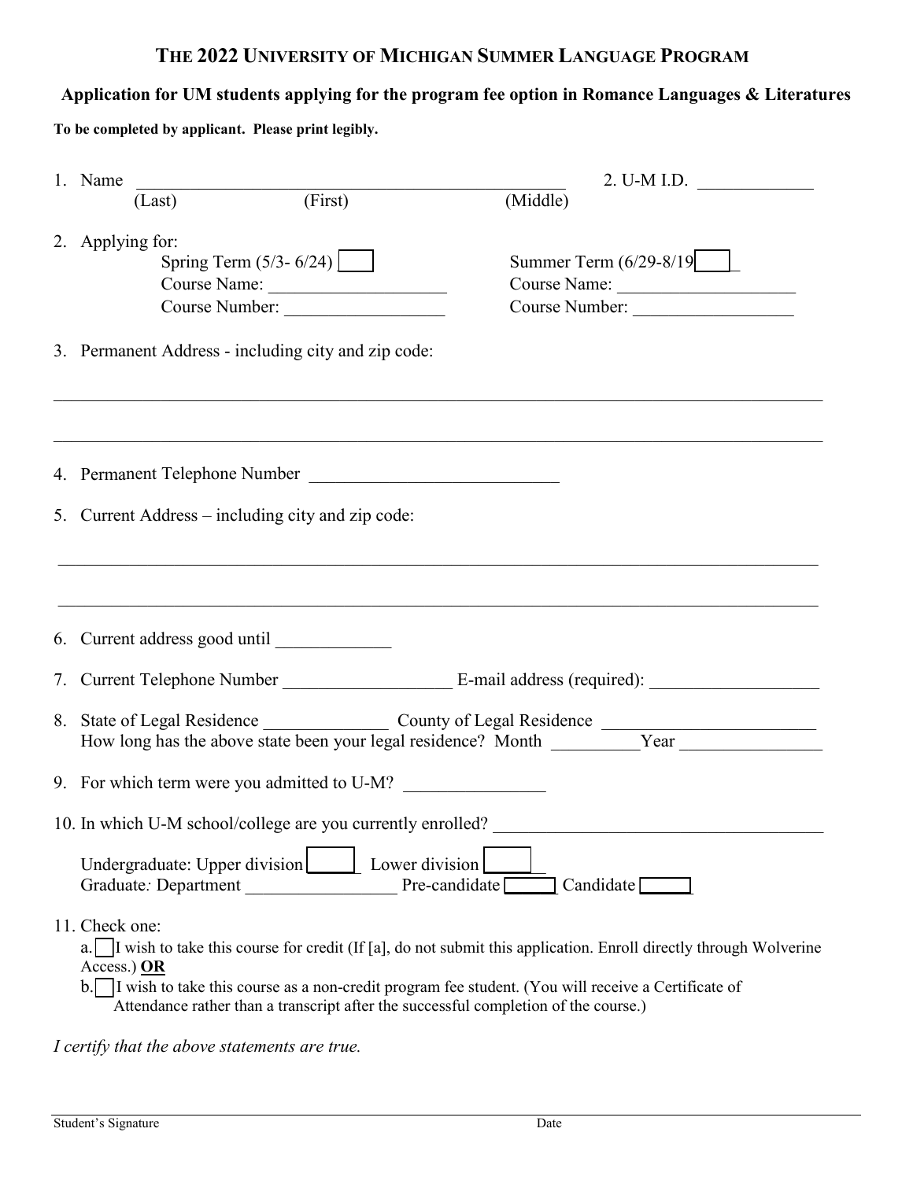# THE 2022 UNIVERSITY OF MICHIGAN SUMMER LANGUAGE PROGRAM

## Application for UM students applying for the program fee option in Romance Languages & Literatures

**To be completed by applicant. Please print legibly.**

1. Name \_\_\_\_\_\_\_\_\_\_\_\_\_\_\_\_\_\_\_\_\_\_\_\_\_\_\_\_\_\_\_\_\_\_\_\_\_\_\_\_\_\_\_\_ 2. U-M I.D. \_\_\_\_\_\_\_\_\_\_\_\_\_
   (Last) (First) (Middle)

2. Applying for:
   - Spring Term (5/3- 6/24) ☐
     Course Name: \_\_\_\_\_\_\_\_\_\_\_\_\_\_\_\_\_\_\_\_
     Course Number: \_\_\_\_\_\_\_\_\_\_\_\_\_\_\_\_\_\_
   - Summer Term (6/29-8/19 ☐
     Course Name: \_\_\_\_\_\_\_\_\_\_\_\_\_\_\_\_\_\_\_\_
     Course Number: \_\_\_\_\_\_\_\_\_\_\_\_\_\_\_\_\_\_

3. Permanent Address - including city and zip code:

\_\_\_\_\_\_\_\_\_\_\_\_\_\_\_\_\_\_\_\_\_\_\_\_\_\_\_\_\_\_\_\_\_\_\_\_\_\_\_\_\_\_\_\_\_\_\_\_\_\_\_\_\_\_\_\_\_\_\_\_\_\_\_\_\_\_\_\_\_\_\_\_\_\_\_\_

\_\_\_\_\_\_\_\_\_\_\_\_\_\_\_\_\_\_\_\_\_\_\_\_\_\_\_\_\_\_\_\_\_\_\_\_\_\_\_\_\_\_\_\_\_\_\_\_\_\_\_\_\_\_\_\_\_\_\_\_\_\_\_\_\_\_\_\_\_\_\_\_\_\_\_\_

4. Permanent Telephone Number \_\_\_\_\_\_\_\_\_\_\_\_\_\_\_\_\_\_\_\_\_\_\_\_\_\_\_\_

5. Current Address – including city and zip code:

\_\_\_\_\_\_\_\_\_\_\_\_\_\_\_\_\_\_\_\_\_\_\_\_\_\_\_\_\_\_\_\_\_\_\_\_\_\_\_\_\_\_\_\_\_\_\_\_\_\_\_\_\_\_\_\_\_\_\_\_\_\_\_\_\_\_\_\_\_\_\_\_\_\_\_\_

\_\_\_\_\_\_\_\_\_\_\_\_\_\_\_\_\_\_\_\_\_\_\_\_\_\_\_\_\_\_\_\_\_\_\_\_\_\_\_\_\_\_\_\_\_\_\_\_\_\_\_\_\_\_\_\_\_\_\_\_\_\_\_\_\_\_\_\_\_\_\_\_\_\_\_\_

6. Current address good until \_\_\_\_\_\_\_\_\_\_\_\_\_

7. Current Telephone Number \_\_\_\_\_\_\_\_\_\_\_\_\_\_\_\_\_\_\_ E-mail address (required): \_\_\_\_\_\_\_\_\_\_\_\_\_\_\_\_\_\_\_

8. State of Legal Residence \_\_\_\_\_\_\_\_\_\_\_\_\_\_ County of Legal Residence \_\_\_\_\_\_\_\_\_\_\_\_\_\_\_\_\_\_\_\_\_\_\_\_
   How long has the above state been your legal residence? Month \_\_\_\_\_\_\_\_\_\_Year \_\_\_\_\_\_\_\_\_\_\_\_\_\_\_\_

9. For which term were you admitted to U-M? \_\_\_\_\_\_\_\_\_\_\_\_\_\_\_

10. In which U-M school/college are you currently enrolled? \_\_\_\_\_\_\_\_\_\_\_\_\_\_\_\_\_\_\_\_\_\_\_\_\_\_\_\_\_\_\_\_\_\_\_\_\_

    Undergraduate: Upper division ☐ Lower division ☐
    Graduate*:* Department \_\_\_\_\_\_\_\_\_\_\_\_\_\_\_\_\_ Pre-candidate ☐ Candidate ☐

11. Check one:
    a. ☐ I wish to take this course for credit (If [a], do not submit this application. Enroll directly through Wolverine Access.) **OR**
    b. ☐ I wish to take this course as a non-credit program fee student. (You will receive a Certificate of Attendance rather than a transcript after the successful completion of the course.)

*I certify that the above statements are true.*

\_\_\_\_\_\_\_\_\_\_\_\_\_\_\_\_\_\_\_\_\_\_\_\_\_\_\_\_\_\_\_\_\_\_\_\_\_\_\_\_\_\_\_\_\_\_\_\_\_\_\_\_\_\_\_\_\_\_\_\_\_\_\_\_\_\_\_\_\_\_\_\_\_\_\_\_
Student's Signature Date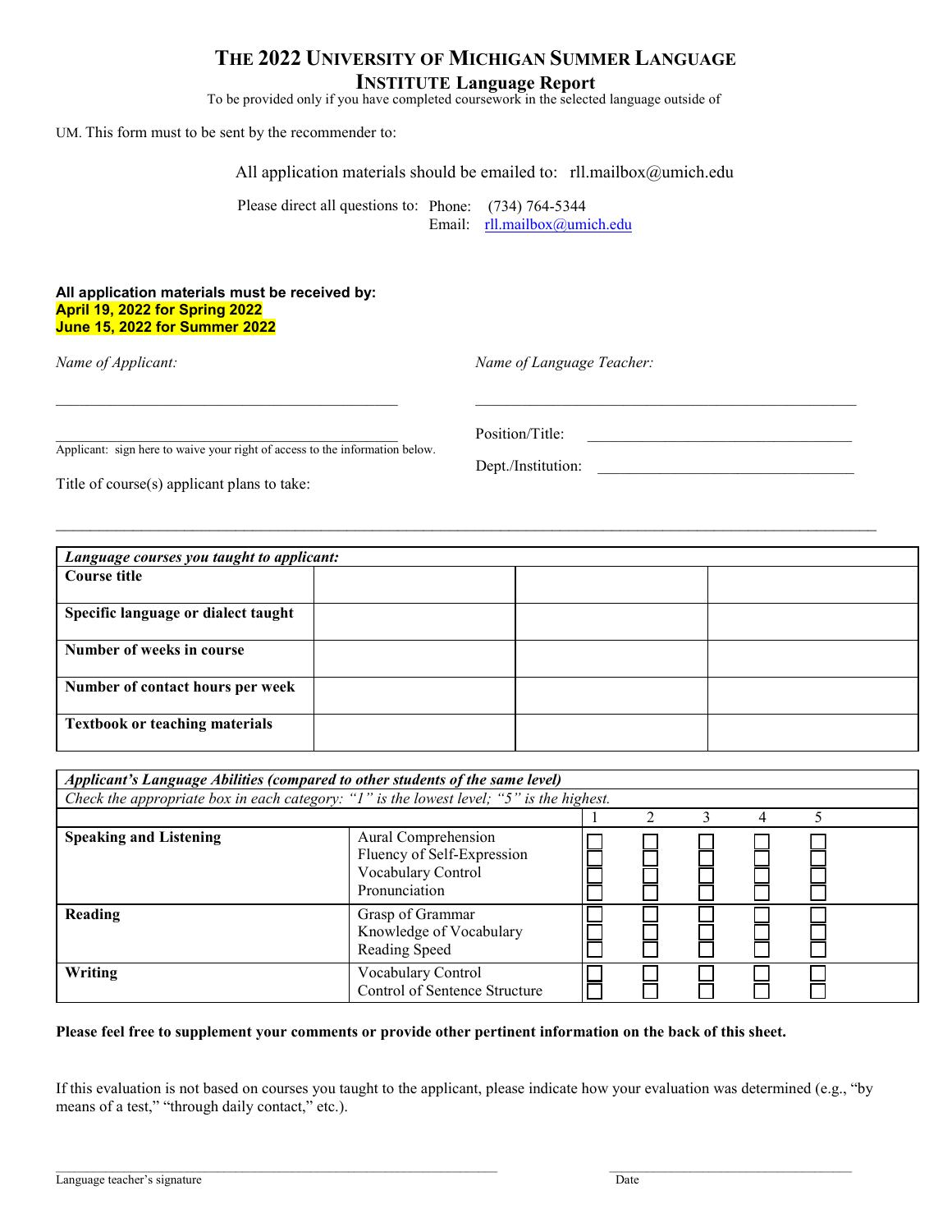# THE 2022 UNIVERSITY OF MICHIGAN SUMMER LANGUAGE INSTITUTE Language Report

To be provided only if you have completed coursework in the selected language outside of UM. This form must to be sent by the recommender to:

All application materials should be emailed to: rll.mailbox@umich.edu

Please direct all questions to: Phone: (734) 764-5344
Email: rll.mailbox@umich.edu

**All application materials must be received by:**
**April 19, 2022 for Spring 2022**
**June 15, 2022 for Summer 2022**

*Name of Applicant:*

\_\_\_\_\_\_\_\_\_\_\_\_\_\_\_\_\_\_\_\_\_\_\_\_\_\_\_\_\_\_\_\_\_\_\_\_\_\_\_\_\_\_\_\_

\_\_\_\_\_\_\_\_\_\_\_\_\_\_\_\_\_\_\_\_\_\_\_\_\_\_\_\_\_\_\_\_\_\_\_\_\_\_\_\_\_\_\_\_
Applicant: sign here to waive your right of access to the information below.

Title of course(s) applicant plans to take:

*Name of Language Teacher:*

\_\_\_\_\_\_\_\_\_\_\_\_\_\_\_\_\_\_\_\_\_\_\_\_\_\_\_\_\_\_\_\_\_\_\_\_\_\_\_\_\_\_\_\_

Position/Title: \_\_\_\_\_\_\_\_\_\_\_\_\_\_\_\_\_\_\_\_\_\_\_\_\_\_\_\_\_\_\_\_\_\_

Dept./Institution: \_\_\_\_\_\_\_\_\_\_\_\_\_\_\_\_\_\_\_\_\_\_\_\_\_\_\_\_\_\_\_\_\_\_

\_\_\_\_\_\_\_\_\_\_\_\_\_\_\_\_\_\_\_\_\_\_\_\_\_\_\_\_\_\_\_\_\_\_\_\_\_\_\_\_\_\_\_\_\_\_\_\_\_\_\_\_\_\_\_\_\_\_\_\_\_\_\_\_\_\_\_\_\_\_\_\_\_\_\_\_\_\_\_\_\_\_\_\_\_\_\_\_\_\_\_\_\_\_

| *Language courses you taught to applicant:* | | | |
|---|---|---|---|
| **Course title** | | | |
| **Specific language or dialect taught** | | | |
| **Number of weeks in course** | | | |
| **Number of contact hours per week** | | | |
| **Textbook or teaching materials** | | | |

| *Applicant's Language Abilities (compared to other students of the same level)* | | | | | | |
|---|---|---|---|---|---|---|
| *Check the appropriate box in each category: "1" is the lowest level; "5" is the highest.* | | | | | | |
| | | 1 | 2 | 3 | 4 | 5 |
| **Speaking and Listening** | Aural Comprehension | ☐ | ☐ | ☐ | ☐ | ☐ |
| | Fluency of Self-Expression | ☐ | ☐ | ☐ | ☐ | ☐ |
| | Vocabulary Control | ☐ | ☐ | ☐ | ☐ | ☐ |
| | Pronunciation | ☐ | ☐ | ☐ | ☐ | ☐ |
| **Reading** | Grasp of Grammar | ☐ | ☐ | ☐ | ☐ | ☐ |
| | Knowledge of Vocabulary | ☐ | ☐ | ☐ | ☐ | ☐ |
| | Reading Speed | ☐ | ☐ | ☐ | ☐ | ☐ |
| **Writing** | Vocabulary Control | ☐ | ☐ | ☐ | ☐ | ☐ |
| | Control of Sentence Structure | ☐ | ☐ | ☐ | ☐ | ☐ |

**Please feel free to supplement your comments or provide other pertinent information on the back of this sheet.**

If this evaluation is not based on courses you taught to the applicant, please indicate how your evaluation was determined (e.g., "by means of a test," "through daily contact," etc.).

\_\_\_\_\_\_\_\_\_\_\_\_\_\_\_\_\_\_\_\_\_\_\_\_\_\_\_\_\_\_\_\_\_\_\_\_\_\_\_\_\_\_\_\_ \_\_\_\_\_\_\_\_\_\_\_\_\_\_\_\_\_\_\_\_\_\_\_\_\_\_\_\_
Language teacher's signature Date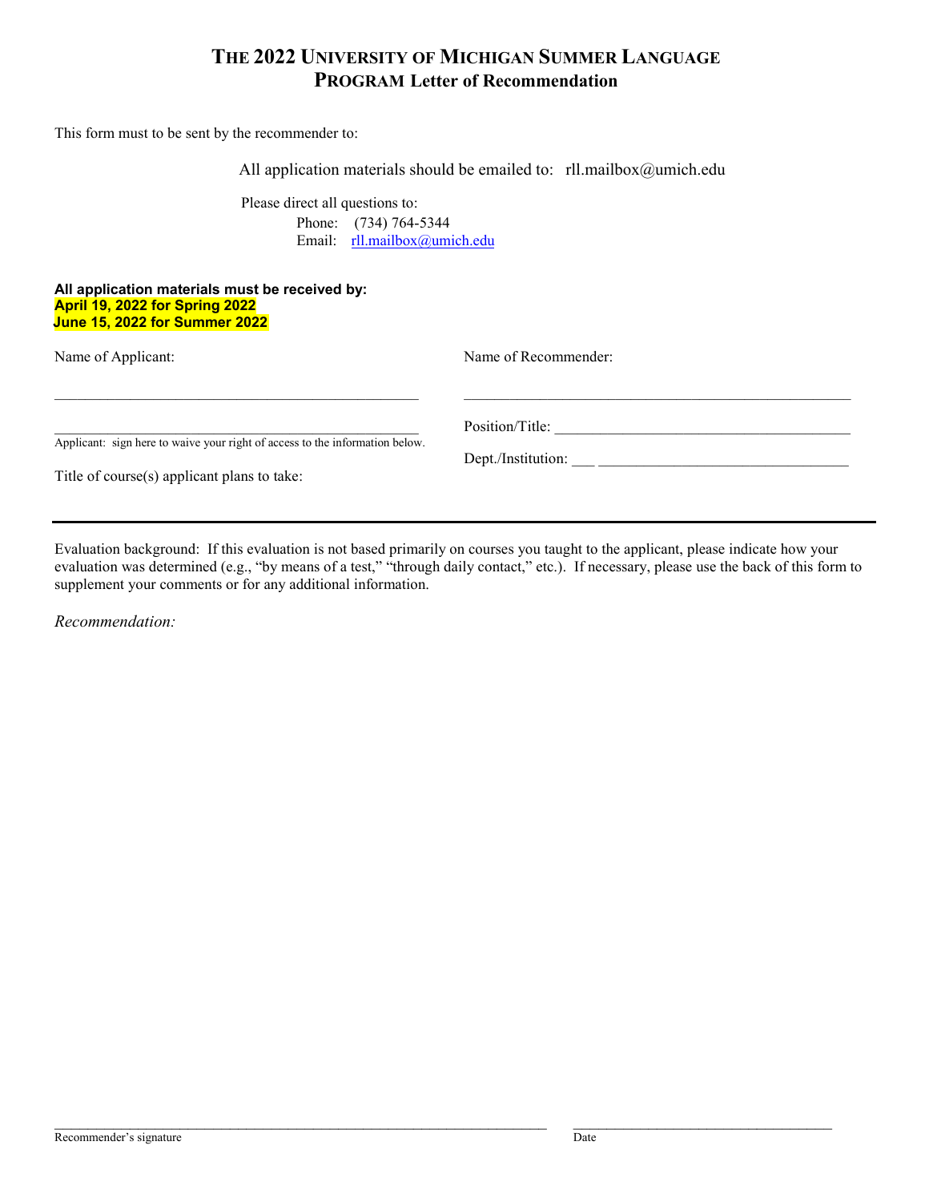# THE 2022 UNIVERSITY OF MICHIGAN SUMMER LANGUAGE PROGRAM Letter of Recommendation

This form must to be sent by the recommender to:

All application materials should be emailed to: rll.mailbox@umich.edu

Please direct all questions to:
Phone: (734) 764-5344
Email: rll.mailbox@umich.edu

**All application materials must be received by:**
**April 19, 2022 for Spring 2022**
**June 15, 2022 for Summer 2022**

Name of Applicant:

\_\_\_\_\_\_\_\_\_\_\_\_\_\_\_\_\_\_\_\_\_\_\_\_\_\_\_\_\_\_\_\_\_\_\_\_\_\_\_\_

\_\_\_\_\_\_\_\_\_\_\_\_\_\_\_\_\_\_\_\_\_\_\_\_\_\_\_\_\_\_\_\_\_\_\_\_\_\_\_\_
Applicant: sign here to waive your right of access to the information below.

Title of course(s) applicant plans to take:

Name of Recommender:

\_\_\_\_\_\_\_\_\_\_\_\_\_\_\_\_\_\_\_\_\_\_\_\_\_\_\_\_\_\_\_\_\_\_\_\_\_\_\_\_

Position/Title: \_\_\_\_\_\_\_\_\_\_\_\_\_\_\_\_\_\_\_\_\_\_\_\_\_\_\_\_\_\_\_\_

Dept./Institution: \_\_\_ \_\_\_\_\_\_\_\_\_\_\_\_\_\_\_\_\_\_\_\_\_\_\_\_\_\_\_\_

---

Evaluation background: If this evaluation is not based primarily on courses you taught to the applicant, please indicate how your evaluation was determined (e.g., "by means of a test," "through daily contact," etc.). If necessary, please use the back of this form to supplement your comments or for any additional information.

*Recommendation:*

\_\_\_\_\_\_\_\_\_\_\_\_\_\_\_\_\_\_\_\_\_\_\_\_\_\_\_\_\_\_\_\_\_\_\_\_\_\_\_\_ \_\_\_\_\_\_\_\_\_\_\_\_\_\_\_\_\_\_\_\_\_\_\_\_\_\_
Recommender's signature Date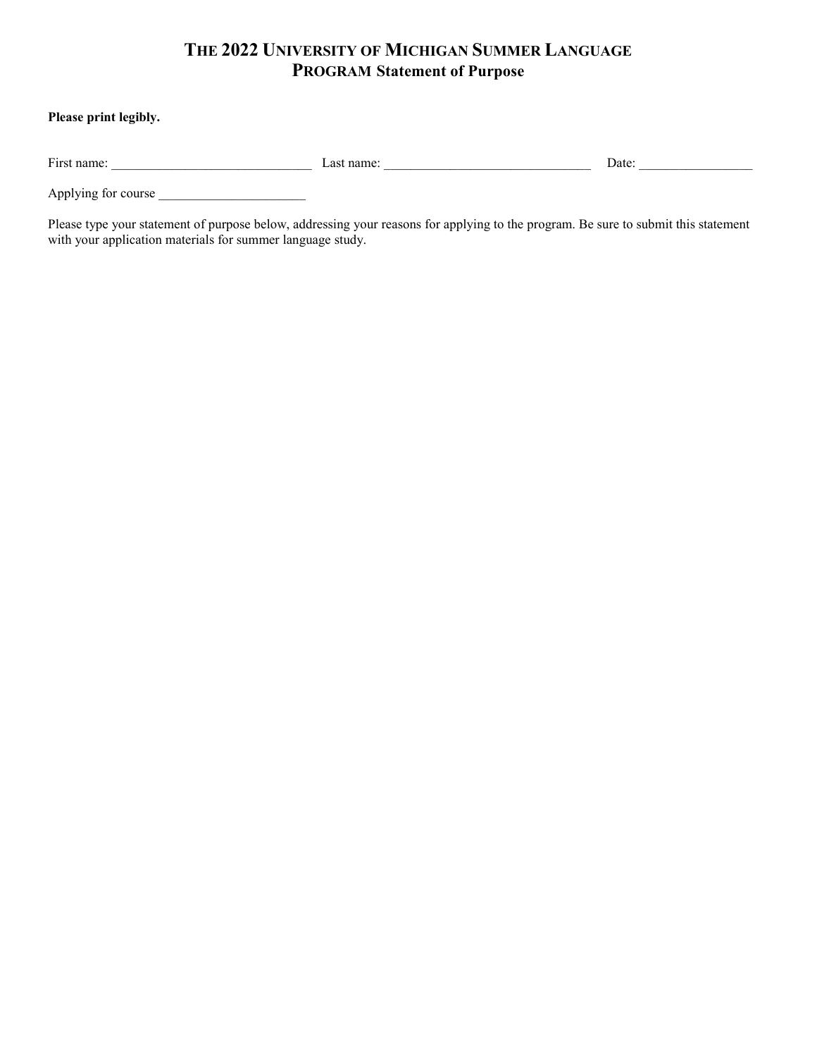# THE 2022 UNIVERSITY OF MICHIGAN SUMMER LANGUAGE PROGRAM Statement of Purpose

**Please print legibly.**

First name: ______________________________ Last name: _______________________________ Date: _________________

Applying for course ______________________

Please type your statement of purpose below, addressing your reasons for applying to the program. Be sure to submit this statement with your application materials for summer language study.